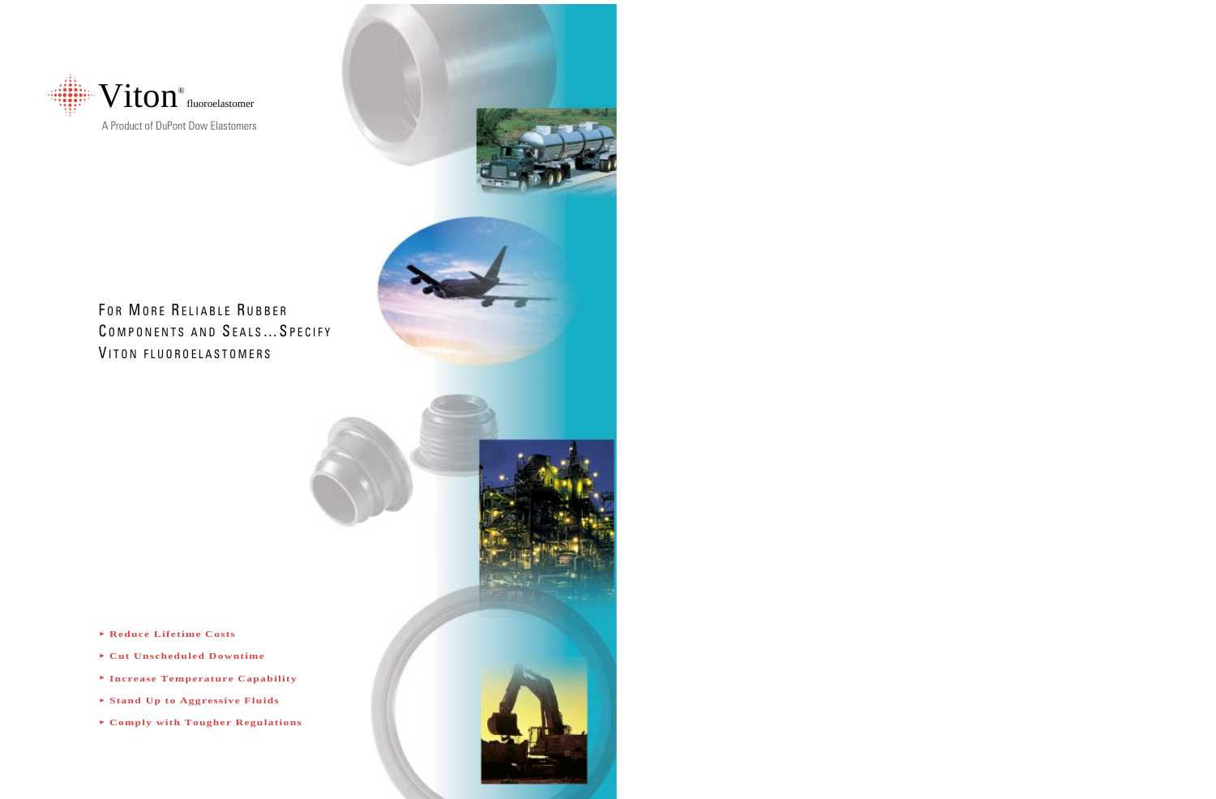# Viton® fluoroelastomer

A Product of DuPont Dow Elastomers

## For More Reliable Rubber Components and Seals…Specify Viton Fluoroelastomers

- **Reduce Lifetime Costs**
- **Cut Unscheduled Downtime**
- **Increase Temperature Capability**
- **Stand Up to Aggressive Fluids**
- **Comply with Tougher Regulations**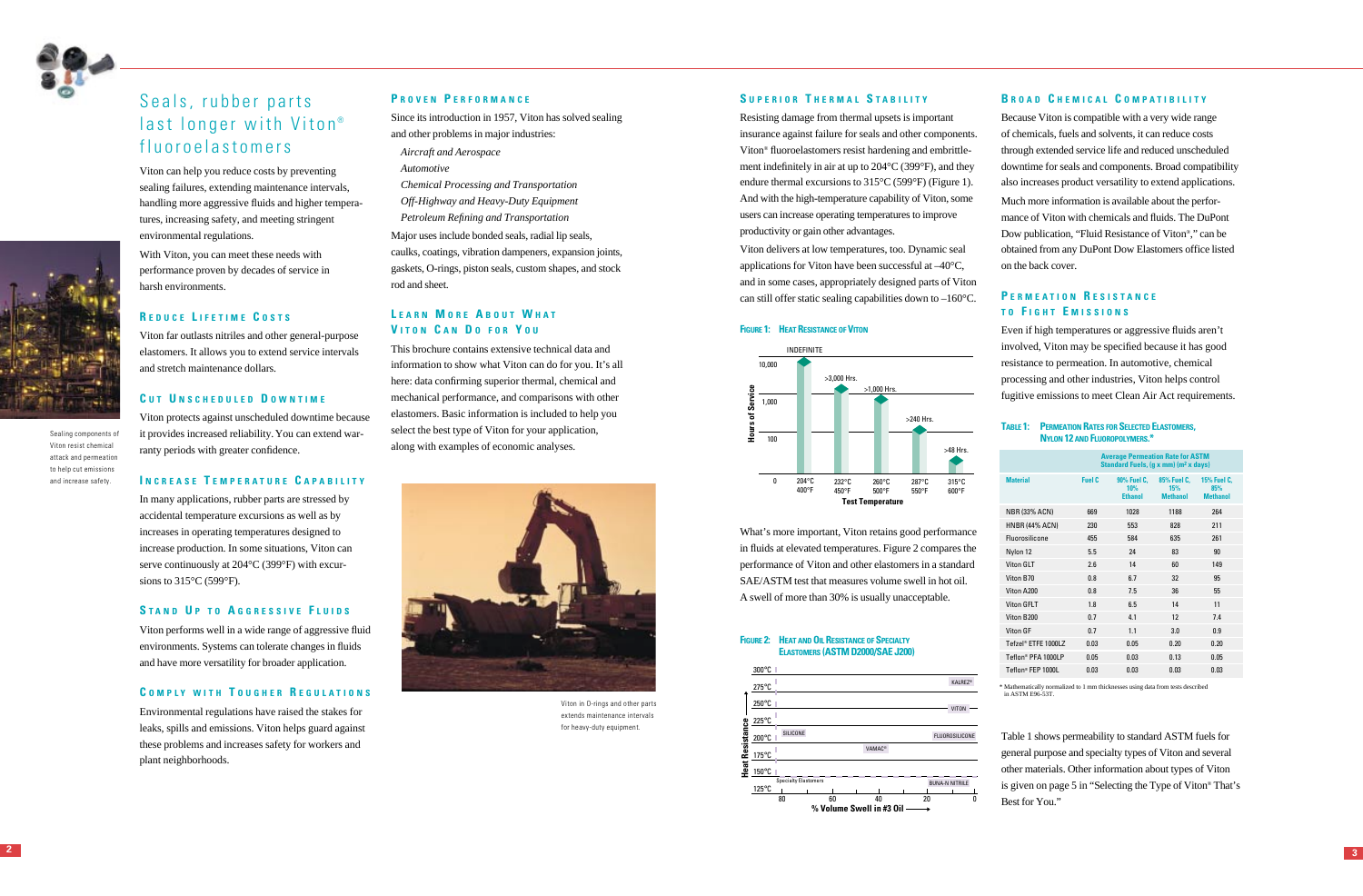# Seals, rubber parts last longer with Viton® fluoroelastomers

Viton can help you reduce costs by preventing sealing failures, extending maintenance intervals, handling more aggressive fluids and higher temperatures, increasing safety, and meeting stringent environmental regulations.

With Viton, you can meet these needs with performance proven by decades of service in harsh environments.

Sealing components of Viton resist chemical attack and permeation to help cut emissions and increase safety.

### Reduce Lifetime Costs

Viton far outlasts nitriles and other general-purpose elastomers. It allows you to extend service intervals and stretch maintenance dollars.

### Cut Unscheduled Downtime

Viton protects against unscheduled downtime because it provides increased reliability. You can extend warranty periods with greater confidence.

### Increase Temperature Capability

In many applications, rubber parts are stressed by accidental temperature excursions as well as by increases in operating temperatures designed to increase production. In some situations, Viton can serve continuously at 204°C (399°F) with excursions to 315°C (599°F).

### Stand Up to Aggressive Fluids

Viton performs well in a wide range of aggressive fluid environments. Systems can tolerate changes in fluids and have more versatility for broader application.

### Comply with Tougher Regulations

Environmental regulations have raised the stakes for leaks, spills and emissions. Viton helps guard against these problems and increases safety for workers and plant neighborhoods.

### Proven Performance

Since its introduction in 1957, Viton has solved sealing and other problems in major industries:

*Aircraft and Aerospace*
*Automotive*
*Chemical Processing and Transportation*
*Off-Highway and Heavy-Duty Equipment*
*Petroleum Refining and Transportation*

Major uses include bonded seals, radial lip seals, caulks, coatings, vibration dampeners, expansion joints, gaskets, O-rings, piston seals, custom shapes, and stock rod and sheet.

### Learn More About What Viton Can Do for You

This brochure contains extensive technical data and information to show what Viton can do for you. It's all here: data confirming superior thermal, chemical and mechanical performance, and comparisons with other elastomers. Basic information is included to help you select the best type of Viton for your application, along with examples of economic analyses.

Viton in O-rings and other parts extends maintenance intervals for heavy-duty equipment.

### Superior Thermal Stability

Resisting damage from thermal upsets is important insurance against failure for seals and other components. Viton® fluoroelastomers resist hardening and embrittlement indefinitely in air at up to 204°C (399°F), and they endure thermal excursions to 315°C (599°F) (Figure 1). And with the high-temperature capability of Viton, some users can increase operating temperatures to improve productivity or gain other advantages.

Viton delivers at low temperatures, too. Dynamic seal applications for Viton have been successful at –40°C, and in some cases, appropriately designed parts of Viton can still offer static sealing capabilities down to –160°C.

**Figure 1: Heat Resistance of Viton**

| Test Temperature | Hours of Service |
|---|---|
| 204°C / 400°F | INDEFINITE |
| 232°C / 450°F | >3,000 Hrs. |
| 260°C / 500°F | >1,000 Hrs. |
| 287°C / 550°F | >240 Hrs. |
| 315°C / 600°F | >48 Hrs. |

What's more important, Viton retains good performance in fluids at elevated temperatures. Figure 2 compares the performance of Viton and other elastomers in a standard SAE/ASTM test that measures volume swell in hot oil. A swell of more than 30% is usually unacceptable.

**Figure 2: Heat and Oil Resistance of Specialty Elastomers (ASTM D2000/SAE J200)**

(Heat Resistance 125°C–300°C vs. % Volume Swell in #3 Oil 80–0; elastomers shown: Kalrez®, Viton, Fluorosilicone, Silicone, Vamac®, Buna-N Nitrile, Specialty Elastomers)

### Broad Chemical Compatibility

Because Viton is compatible with a very wide range of chemicals, fuels and solvents, it can reduce costs through extended service life and reduced unscheduled downtime for seals and components. Broad compatibility also increases product versatility to extend applications.

Much more information is available about the performance of Viton with chemicals and fluids. The DuPont Dow publication, "Fluid Resistance of Viton®," can be obtained from any DuPont Dow Elastomers office listed on the back cover.

### Permeation Resistance to Fight Emissions

Even if high temperatures or aggressive fluids aren't involved, Viton may be specified because it has good resistance to permeation. In automotive, chemical processing and other industries, Viton helps control fugitive emissions to meet Clean Air Act requirements.

**Table 1: Permeation Rates for Selected Elastomers, Nylon 12 and Fluoropolymers.\***

| Material | Average Permeation Rate for ASTM Standard Fuels, (g x mm) (m² x days) | | | |
|---|---|---|---|---|
| | Fuel C | 90% Fuel C, 10% Ethanol | 85% Fuel C, 15% Methanol | 15% Fuel C, 85% Methanol |
| NBR (33% ACN) | 669 | 1028 | 1188 | 264 |
| HNBR (44% ACN) | 230 | 553 | 828 | 211 |
| Fluorosilicone | 455 | 584 | 635 | 261 |
| Nylon 12 | 5.5 | 24 | 83 | 90 |
| Viton GLT | 2.6 | 14 | 60 | 149 |
| Viton B70 | 0.8 | 6.7 | 32 | 95 |
| Viton A200 | 0.8 | 7.5 | 36 | 55 |
| Viton GFLT | 1.8 | 6.5 | 14 | 11 |
| Viton B200 | 0.7 | 4.1 | 12 | 7.4 |
| Viton GF | 0.7 | 1.1 | 3.0 | 0.9 |
| Tefzel® ETFE 1000LZ | 0.03 | 0.05 | 0.20 | 0.20 |
| Teflon® PFA 1000LP | 0.05 | 0.03 | 0.13 | 0.05 |
| Teflon® FEP 1000L | 0.03 | 0.03 | 0.03 | 0.03 |

\* Mathematically normalized to 1 mm thicknesses using data from tests described in ASTM E96-53T.

Table 1 shows permeability to standard ASTM fuels for general purpose and specialty types of Viton and several other materials. Other information about types of Viton is given on page 5 in "Selecting the Type of Viton® That's Best for You."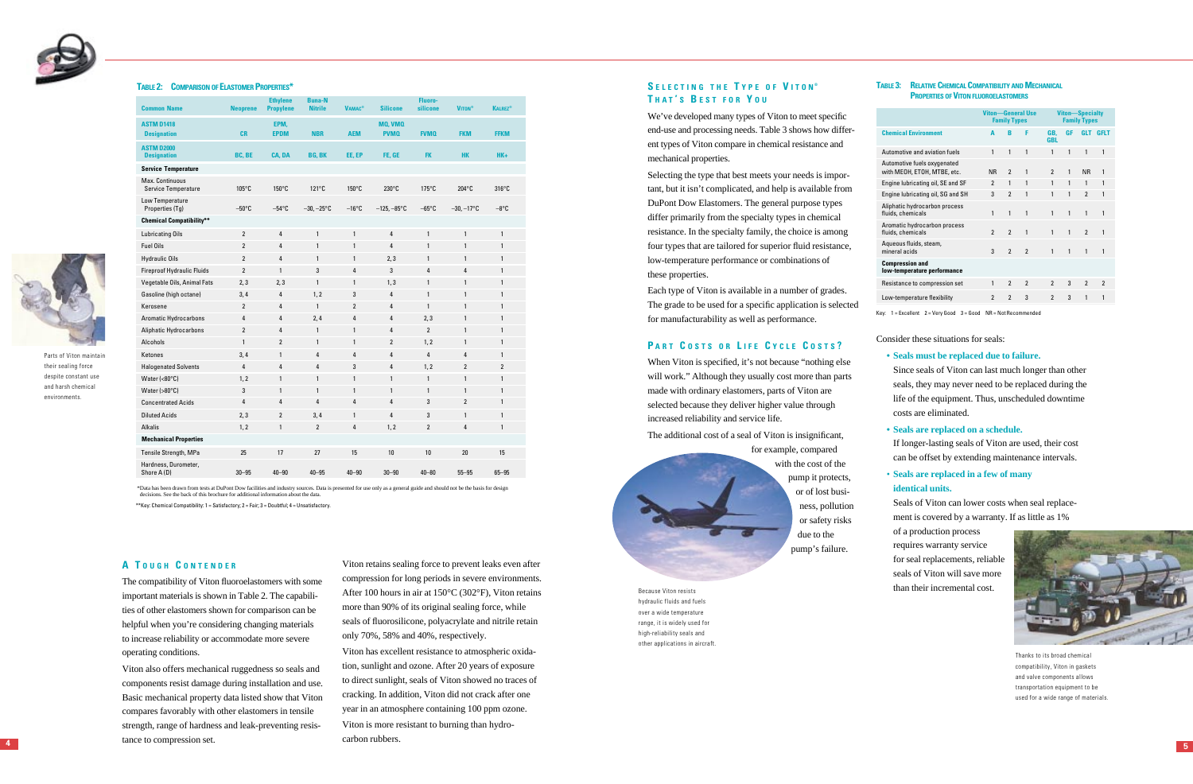## Table 2: Comparison of Elastomer Properties*

| Common Name | Neoprene | Ethylene Propylene | Buna-N Nitrile | Vamac® | Silicone | Fluoro-silicone | Viton® | Kalrez® |
|---|---|---|---|---|---|---|---|---|
| ASTM D1418 Designation | CR | EPM, EPDM | NBR | AEM | MQ, VMQ PVMQ | FVMQ | FKM | FFKM |
| ASTM D2000 Designation | BC, BE | CA, DA | BG, BK | EE, EP | FE, GE | FK | HK | HK+ |
| **Service Temperature** | | | | | | | | |
| Max. Continuous Service Temperature | 105°C | 150°C | 121°C | 150°C | 230°C | 175°C | 204°C | 316°C |
| Low Temperature Properties (Tg) | −50°C | −54°C | −30, −25°C | −16°C | −125, −85°C | −65°C | −30, −17°C | −8°C |
| **Chemical Compatibility**** | | | | | | | | |
| Lubricating Oils | 2 | 4 | 1 | 1 | 4 | 1 | 1 | 1 |
| Fuel Oils | 2 | 4 | 1 | 1 | 4 | 1 | 1 | 1 |
| Hydraulic Oils | 2 | 4 | 1 | 1 | 2, 3 | 1 | 1 | 1 |
| Fireproof Hydraulic Fluids | 2 | 1 | 3 | 4 | 3 | 4 | 4 | 1 |
| Vegetable Oils, Animal Fats | 2, 3 | 2, 3 | 1 | 1 | 1, 3 | 1 | 1 | 1 |
| Gasoline (high octane) | 3, 4 | 4 | 1, 2 | 3 | 4 | 1 | 1 | 1 |
| Kerosene | 2 | 4 | 1 | 2 | 4 | 1 | 1 | 1 |
| Aromatic Hydrocarbons | 4 | 4 | 2, 4 | 4 | 4 | 2, 3 | 1 | 1 |
| Aliphatic Hydrocarbons | 2 | 4 | 1 | 1 | 4 | 2 | 1 | 1 |
| Alcohols | 1 | 2 | 1 | 4 | 2 | 1, 2 | 1 | 1 |
| Ketones | 3, 4 | 1 | 4 | 4 | 4 | 4 | 4 | 1 |
| Halogenated Solvents | 4 | 4 | 4 | 3 | 4 | 1, 2 | 2 | 2 |
| Water (<80°C) | 1, 2 | 1 | 1 | 1 | 1 | 1 | 1 | 1 |
| Water (>80°C) | 3 | 1 | 1 | 1 | 1 | 1 | 1 | 1 |
| Concentrated Acids | 4 | 4 | 4 | 4 | 4 | 3 | 2 | 1 |
| Diluted Acids | 2, 3 | 2 | 3, 4 | 1 | 4 | 3 | 1 | 1 |
| Alkalis | 1, 2 | 1 | 2 | 4 | 1, 2 | 2 | 4 | 1 |
| **Mechanical Properties** | | | | | | | | |
| Tensile Strength, MPa | 25 | 17 | 27 | 15 | 10 | 10 | 20 | 15 |
| Hardness, Durometer, Shore A (D) | 30–95 | 40–90 | 40–95 | 40–90 | 30–90 | 40–80 | 55–95 | 65–95 |

*Data has been drawn from tests at DuPont Dow facilities and industry sources. Data is presented for use only as a general guide and should not be the basis for design decisions. See the back of this brochure for additional information about the data.

**Key: Chemical Compatibility: 1 = Satisfactory; 2 = Fair; 3 = Doubtful; 4 = Unsatisfactory.

Parts of Viton maintain their sealing force despite constant use and harsh chemical environments.

## A Tough Contender

The compatibility of Viton fluoroelastomers with some important materials is shown in Table 2. The capabilities of other elastomers shown for comparison can be helpful when you're considering changing materials to increase reliability or accommodate more severe operating conditions.

Viton also offers mechanical ruggedness so seals and components resist damage during installation and use. Basic mechanical property data listed show that Viton compares favorably with other elastomers in tensile strength, range of hardness and leak-preventing resistance to compression set.

Viton retains sealing force to prevent leaks even after compression for long periods in severe environments. After 100 hours in air at 150°C (302°F), Viton retains more than 90% of its original sealing force, while seals of fluorosilicone, polyacrylate and nitrile retain only 70%, 58% and 40%, respectively.

Viton has excellent resistance to atmospheric oxidation, sunlight and ozone. After 20 years of exposure to direct sunlight, seals of Viton showed no traces of cracking. In addition, Viton did not crack after one year in an atmosphere containing 100 ppm ozone. Viton is more resistant to burning than hydrocarbon rubbers.

## Selecting the Type of Viton® That's Best for You

We've developed many types of Viton to meet specific end-use and processing needs. Table 3 shows how different types of Viton compare in chemical resistance and mechanical properties.

Selecting the type that best meets your needs is important, but it isn't complicated, and help is available from DuPont Dow Elastomers. The general purpose types differ primarily from the specialty types in chemical resistance. In the specialty family, the choice is among four types that are tailored for superior fluid resistance, low-temperature performance or combinations of these properties.

Each type of Viton is available in a number of grades. The grade to be used for a specific application is selected for manufacturability as well as performance.

## Part Costs or Life Cycle Costs?

When Viton is specified, it's not because "nothing else will work." Although they usually cost more than parts made with ordinary elastomers, parts of Viton are selected because they deliver higher value through increased reliability and service life.

The additional cost of a seal of Viton is insignificant, for example, compared with the cost of the pump it protects, or of lost business, pollution or safety risks due to the pump's failure.

Because Viton resists hydraulic fluids and fuels over a wide temperature range, it is widely used for high-reliability seals and other applications in aircraft.

## Table 3: Relative Chemical Compatibility and Mechanical Properties of Viton Fluoroelastomers

| | Viton—General Use Family Types | | | Viton—Specialty Family Types | | | |
|---|---|---|---|---|---|---|---|
| **Chemical Environment** | A | B | F | GB, GBL | GF | GLT | GFLT |
| Automotive and aviation fuels | 1 | 1 | 1 | 1 | 1 | 1 | 1 |
| Automotive fuels oxygenated with MEOH, ETOH, MTBE, etc. | NR | 2 | 1 | 2 | 1 | NR | 1 |
| Engine lubricating oil, SE and SF | 2 | 1 | 1 | 1 | 1 | 1 | 1 |
| Engine lubricating oil, SG and SH | 3 | 2 | 1 | 1 | 1 | 2 | 1 |
| Aliphatic hydrocarbon process fluids, chemicals | 1 | 1 | 1 | 1 | 1 | 1 | 1 |
| Aromatic hydrocarbon process fluids, chemicals | 2 | 2 | 1 | 1 | 1 | 2 | 1 |
| Aqueous fluids, steam, mineral acids | 3 | 2 | 2 | 1 | 1 | 1 | 1 |
| **Compression and low-temperature performance** | | | | | | | |
| Resistance to compression set | 1 | 2 | 2 | 2 | 3 | 2 | 2 |
| Low-temperature flexibility | 2 | 2 | 3 | 2 | 3 | 1 | 1 |

Key: 1 = Excellent 2 = Very Good 3 = Good NR = Not Recommended

Consider these situations for seals:

- **Seals must be replaced due to failure.**
  Since seals of Viton can last much longer than other seals, they may never need to be replaced during the life of the equipment. Thus, unscheduled downtime costs are eliminated.
- **Seals are replaced on a schedule.**
  If longer-lasting seals of Viton are used, their cost can be offset by extending maintenance intervals.
- **Seals are replaced in a few of many identical units.**
  Seals of Viton can lower costs when seal replacement is covered by a warranty. If as little as 1% of a production process requires warranty service for seal replacements, reliable seals of Viton will save more than their incremental cost.

Thanks to its broad chemical compatibility, Viton in gaskets and valve components allows transportation equipment to be used for a wide range of materials.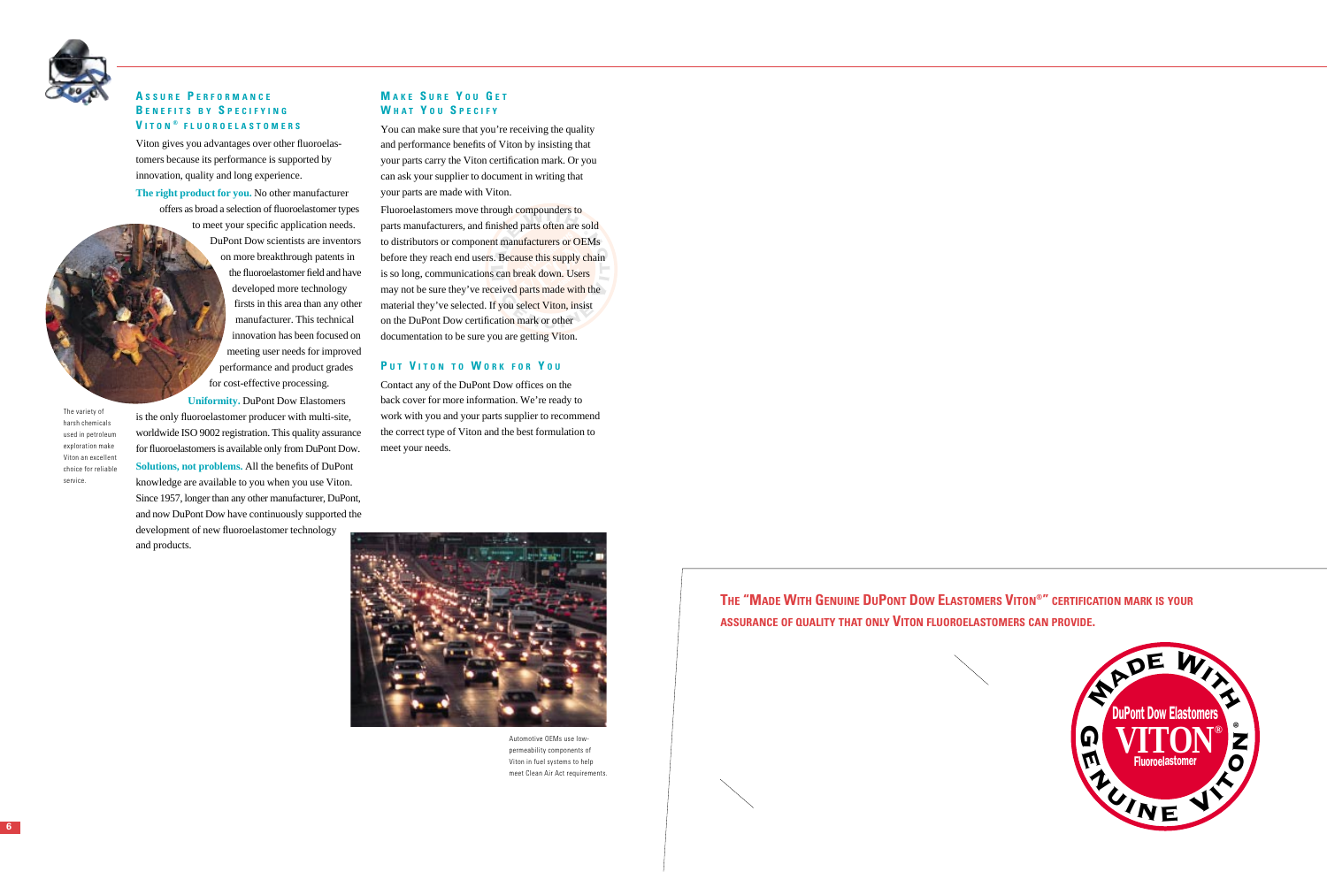### Assure Performance Benefits by Specifying Viton® Fluoroelastomers

Viton gives you advantages over other fluoroelastomers because its performance is supported by innovation, quality and long experience.

**The right product for you.** No other manufacturer offers as broad a selection of fluoroelastomer types to meet your specific application needs. DuPont Dow scientists are inventors on more breakthrough patents in the fluoroelastomer field and have developed more technology firsts in this area than any other manufacturer. This technical innovation has been focused on meeting user needs for improved performance and product grades for cost-effective processing.

**Uniformity.** DuPont Dow Elastomers is the only fluoroelastomer producer with multi-site, worldwide ISO 9002 registration. This quality assurance for fluoroelastomers is available only from DuPont Dow.

**Solutions, not problems.** All the benefits of DuPont knowledge are available to you when you use Viton. Since 1957, longer than any other manufacturer, DuPont, and now DuPont Dow have continuously supported the development of new fluoroelastomer technology and products.

The variety of harsh chemicals used in petroleum exploration make Viton an excellent choice for reliable service.

### Make Sure You Get What You Specify

You can make sure that you're receiving the quality and performance benefits of Viton by insisting that your parts carry the Viton certification mark. Or you can ask your supplier to document in writing that your parts are made with Viton.

Fluoroelastomers move through compounders to parts manufacturers, and finished parts often are sold to distributors or component manufacturers or OEMs before they reach end users. Because this supply chain is so long, communications can break down. Users may not be sure they've received parts made with the material they've selected. If you select Viton, insist on the DuPont Dow certification mark or other documentation to be sure you are getting Viton.

### Put Viton to Work for You

Contact any of the DuPont Dow offices on the back cover for more information. We're ready to work with you and your parts supplier to recommend the correct type of Viton and the best formulation to meet your needs.

Automotive OEMs use low-permeability components of Viton in fuel systems to help meet Clean Air Act requirements.

**The "Made With Genuine DuPont Dow Elastomers Viton®" certification mark is your assurance of quality that only Viton fluoroelastomers can provide.**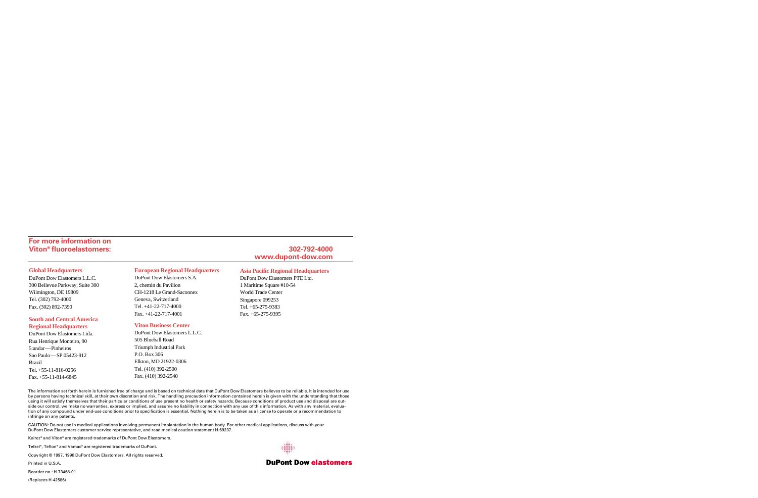**For more information on Viton® fluoroelastomers:**

**302-792-4000**
**www.dupont-dow.com**

**Global Headquarters**
DuPont Dow Elastomers L.L.C.
300 Bellevue Parkway, Suite 300
Wilmington, DE 19809
Tel. (302) 792-4000
Fax. (302) 892-7390

**South and Central America Regional Headquarters**
DuPont Dow Elastomers Ltda.
Rua Henrique Monteiro, 90
5:andar—Pinheiros
Sao Paulo—SP 05423-912
Brazil
Tel. +55-11-816-0256
Fax. +55-11-814-6845

**European Regional Headquarters**
DuPont Dow Elastomers S.A.
2, chemin du Pavillon
CH-1218 Le Grand-Saconnex
Geneva, Switzerland
Tel. +41-22-717-4000
Fax. +41-22-717-4001

**Viton Business Center**
DuPont Dow Elastomers L.L.C.
505 Blueball Road
Triumph Industrial Park
P.O. Box 306
Elkton, MD 21922-0306
Tel. (410) 392-2500
Fax. (410) 392-2540

**Asia Pacific Regional Headquarters**
DuPont Dow Elastomers PTE Ltd.
1 Maritime Square #10-54
World Trade Center
Singapore 099253
Tel. +65-275-9383
Fax. +65-275-9395

The information set forth herein is furnished free of charge and is based on technical data that DuPont Dow Elastomers believes to be reliable. It is intended for use by persons having technical skill, at their own discretion and risk. The handling precaution information contained herein is given with the understanding that those using it will satisfy themselves that their particular conditions of use present no health or safety hazards. Because conditions of product use and disposal are outside our control, we make no warranties, express or implied, and assume no liability in connection with any use of this information. As with any material, evaluation of any compound under end-use conditions prior to specification is essential. Nothing herein is to be taken as a license to operate or a recommendation to infringe on any patents.

CAUTION: Do not use in medical applications involving permanent implantation in the human body. For other medical applications, discuss with your DuPont Dow Elastomers customer service representative, and read medical caution statement H-69237.

Kalrez® and Viton® are registered trademarks of DuPont Dow Elastomers.

Tefzel®, Teflon® and Vamac® are registered trademarks of DuPont.

Copyright © 1997, 1998 DuPont Dow Elastomers. All rights reserved.

Printed in U.S.A.

Reorder no.: H-73468-01

(Replaces H-42586)

**DuPont Dow elastomers**